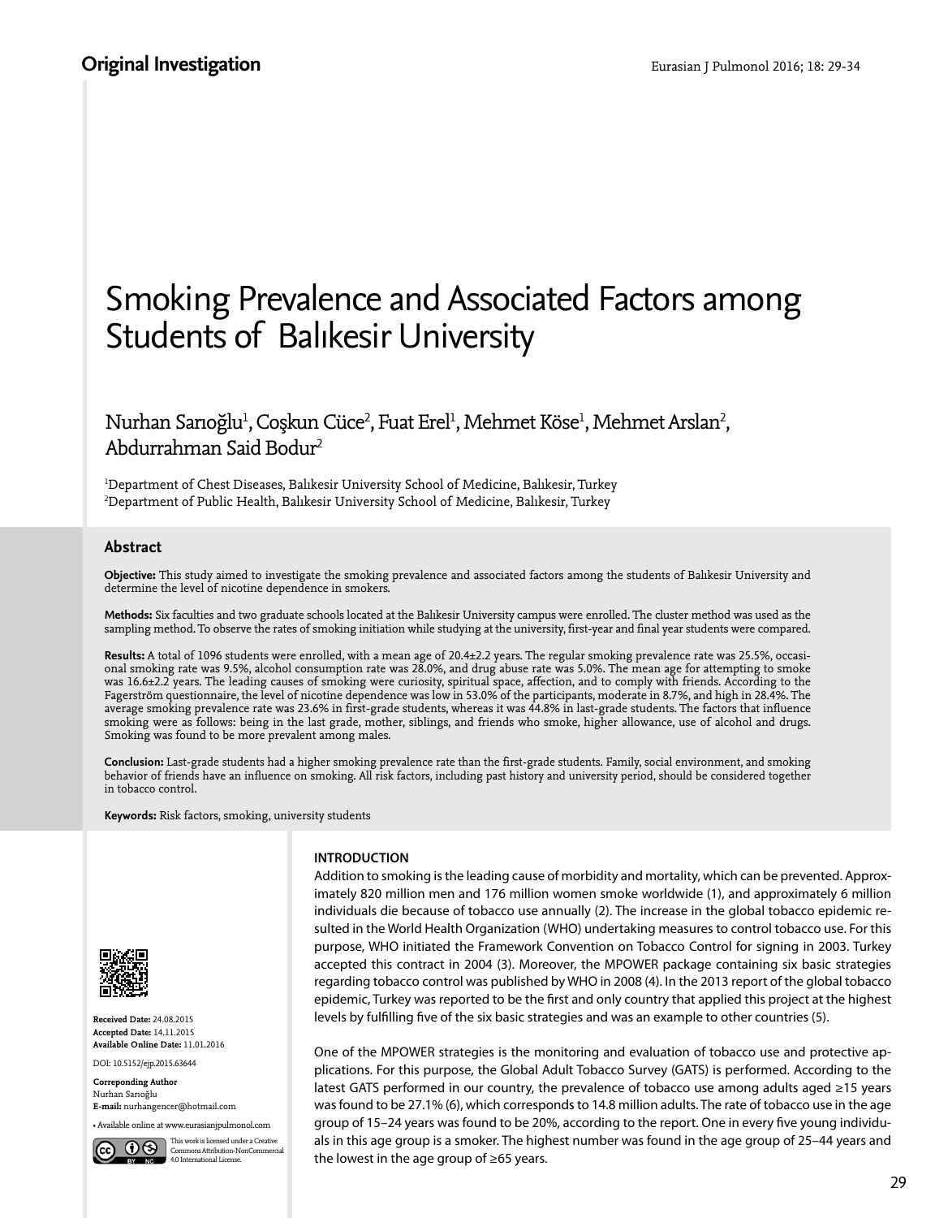Original Investigation

# Smoking Prevalence and Associated Factors among Students of Balıkesir University

Nurhan Sarıoğlu[1], Coşkun Cüce[2], Fuat Erel[1], Mehmet Köse[1], Mehmet Arslan[2], Abdurrahman Said Bodur[2]

[1]Department of Chest Diseases, Balıkesir University School of Medicine, Balıkesir, Turkey
[2]Department of Public Health, Balıkesir University School of Medicine, Balıkesir, Turkey

## Abstract

**Objective:** This study aimed to investigate the smoking prevalence and associated factors among the students of Balıkesir University and determine the level of nicotine dependence in smokers.

**Methods:** Six faculties and two graduate schools located at the Balıkesir University campus were enrolled. The cluster method was used as the sampling method. To observe the rates of smoking initiation while studying at the university, first-year and final year students were compared.

**Results:** A total of 1096 students were enrolled, with a mean age of 20.4±2.2 years. The regular smoking prevalence rate was 25.5%, occasional smoking rate was 9.5%, alcohol consumption rate was 28.0%, and drug abuse rate was 5.0%. The mean age for attempting to smoke was 16.6±2.2 years. The leading causes of smoking were curiosity, spiritual space, affection, and to comply with friends. According to the Fagerström questionnaire, the level of nicotine dependence was low in 53.0% of the participants, moderate in 8.7%, and high in 28.4%. The average smoking prevalence rate was 23.6% in first-grade students, whereas it was 44.8% in last-grade students. The factors that influence smoking were as follows: being in the last grade, mother, siblings, and friends who smoke, higher allowance, use of alcohol and drugs. Smoking was found to be more prevalent among males.

**Conclusion:** Last-grade students had a higher smoking prevalence rate than the first-grade students. Family, social environment, and smoking behavior of friends have an influence on smoking. All risk factors, including past history and university period, should be considered together in tobacco control.

**Keywords:** Risk factors, smoking, university students

**Received Date:** 24.08.2015
**Accepted Date:** 14.11.2015
**Available Online Date:** 11.01.2016

DOI: 10.5152/ejp.2015.63644

**Corresponding Author**
Nurhan Sarıoğlu
**E-mail:** nurhangencer@hotmail.com

• Available online at www.eurasianjpulmonol.com

This work is licensed under a Creative Commons Attribution-NonCommercial 4.0 International License.

## INTRODUCTION

Addition to smoking is the leading cause of morbidity and mortality, which can be prevented. Approximately 820 million men and 176 million women smoke worldwide (1), and approximately 6 million individuals die because of tobacco use annually (2). The increase in the global tobacco epidemic resulted in the World Health Organization (WHO) undertaking measures to control tobacco use. For this purpose, WHO initiated the Framework Convention on Tobacco Control for signing in 2003. Turkey accepted this contract in 2004 (3). Moreover, the MPOWER package containing six basic strategies regarding tobacco control was published by WHO in 2008 (4). In the 2013 report of the global tobacco epidemic, Turkey was reported to be the first and only country that applied this project at the highest levels by fulfilling five of the six basic strategies and was an example to other countries (5).

One of the MPOWER strategies is the monitoring and evaluation of tobacco use and protective applications. For this purpose, the Global Adult Tobacco Survey (GATS) is performed. According to the latest GATS performed in our country, the prevalence of tobacco use among adults aged ≥15 years was found to be 27.1% (6), which corresponds to 14.8 million adults. The rate of tobacco use in the age group of 15–24 years was found to be 20%, according to the report. One in every five young individuals in this age group is a smoker. The highest number was found in the age group of 25–44 years and the lowest in the age group of ≥65 years.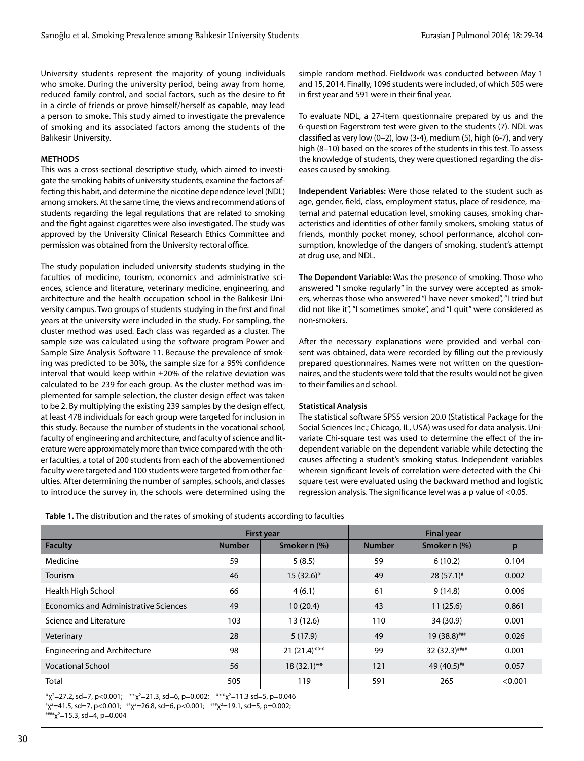University students represent the majority of young individuals who smoke. During the university period, being away from home, reduced family control, and social factors, such as the desire to fit in a circle of friends or prove himself/herself as capable, may lead a person to smoke. This study aimed to investigate the prevalence of smoking and its associated factors among the students of the Balıkesir University.

## METHODS

This was a cross-sectional descriptive study, which aimed to investigate the smoking habits of university students, examine the factors affecting this habit, and determine the nicotine dependence level (NDL) among smokers. At the same time, the views and recommendations of students regarding the legal regulations that are related to smoking and the fight against cigarettes were also investigated. The study was approved by the University Clinical Research Ethics Committee and permission was obtained from the University rectoral office.

The study population included university students studying in the faculties of medicine, tourism, economics and administrative sciences, science and literature, veterinary medicine, engineering, and architecture and the health occupation school in the Balıkesir University campus. Two groups of students studying in the first and final years at the university were included in the study. For sampling, the cluster method was used. Each class was regarded as a cluster. The sample size was calculated using the software program Power and Sample Size Analysis Software 11. Because the prevalence of smoking was predicted to be 30%, the sample size for a 95% confidence interval that would keep within ±20% of the relative deviation was calculated to be 239 for each group. As the cluster method was implemented for sample selection, the cluster design effect was taken to be 2. By multiplying the existing 239 samples by the design effect, at least 478 individuals for each group were targeted for inclusion in this study. Because the number of students in the vocational school, faculty of engineering and architecture, and faculty of science and literature were approximately more than twice compared with the other faculties, a total of 200 students from each of the abovementioned faculty were targeted and 100 students were targeted from other faculties. After determining the number of samples, schools, and classes to introduce the survey in, the schools were determined using the simple random method. Fieldwork was conducted between May 1 and 15, 2014. Finally, 1096 students were included, of which 505 were in first year and 591 were in their final year.

To evaluate NDL, a 27-item questionnaire prepared by us and the 6-question Fagerstrom test were given to the students (7). NDL was classified as very low (0–2), low (3-4), medium (5), high (6-7), and very high (8–10) based on the scores of the students in this test. To assess the knowledge of students, they were questioned regarding the diseases caused by smoking.

**Independent Variables:** Were those related to the student such as age, gender, field, class, employment status, place of residence, maternal and paternal education level, smoking causes, smoking characteristics and identities of other family smokers, smoking status of friends, monthly pocket money, school performance, alcohol consumption, knowledge of the dangers of smoking, student's attempt at drug use, and NDL.

**The Dependent Variable:** Was the presence of smoking. Those who answered "I smoke regularly" in the survey were accepted as smokers, whereas those who answered "I have never smoked", "I tried but did not like it", "I sometimes smoke", and "I quit" were considered as non-smokers.

After the necessary explanations were provided and verbal consent was obtained, data were recorded by filling out the previously prepared questionnaires. Names were not written on the questionnaires, and the students were told that the results would not be given to their families and school.

### Statistical Analysis

The statistical software SPSS version 20.0 (Statistical Package for the Social Sciences Inc.; Chicago, IL, USA) was used for data analysis. Univariate Chi-square test was used to determine the effect of the independent variable on the dependent variable while detecting the causes affecting a student's smoking status. Independent variables wherein significant levels of correlation were detected with the Chi-square test were evaluated using the backward method and logistic regression analysis. The significance level was a p value of <0.05.

**Table 1.** The distribution and the rates of smoking of students according to faculties

| | First year | | Final year | | |
|---|---|---|---|---|---|
| **Faculty** | **Number** | **Smoker n (%)** | **Number** | **Smoker n (%)** | **p** |
| Medicine | 59 | 5 (8.5) | 59 | 6 (10.2) | 0.104 |
| Tourism | 46 | 15 (32.6)* | 49 | 28 (57.1)# | 0.002 |
| Health High School | 66 | 4 (6.1) | 61 | 9 (14.8) | 0.006 |
| Economics and Administrative Sciences | 49 | 10 (20.4) | 43 | 11 (25.6) | 0.861 |
| Science and Literature | 103 | 13 (12.6) | 110 | 34 (30.9) | 0.001 |
| Veterinary | 28 | 5 (17.9) | 49 | 19 (38.8)### | 0.026 |
| Engineering and Architecture | 98 | 21 (21.4)*** | 99 | 32 (32.3)#### | 0.001 |
| Vocational School | 56 | 18 (32.1)** | 121 | 49 (40.5)## | 0.057 |
| Total | 505 | 119 | 591 | 265 | <0.001 |

*$\chi^2$=27.2, sd=7, p<0.001; **$\chi^2$=21.3, sd=6, p=0.002; ***$\chi^2$=11.3 sd=5, p=0.046
#$\chi^2$=41.5, sd=7, p<0.001; ##$\chi^2$=26.8, sd=6, p<0.001; ###$\chi^2$=19.1, sd=5, p=0.002;
####$\chi^2$=15.3, sd=4, p=0.004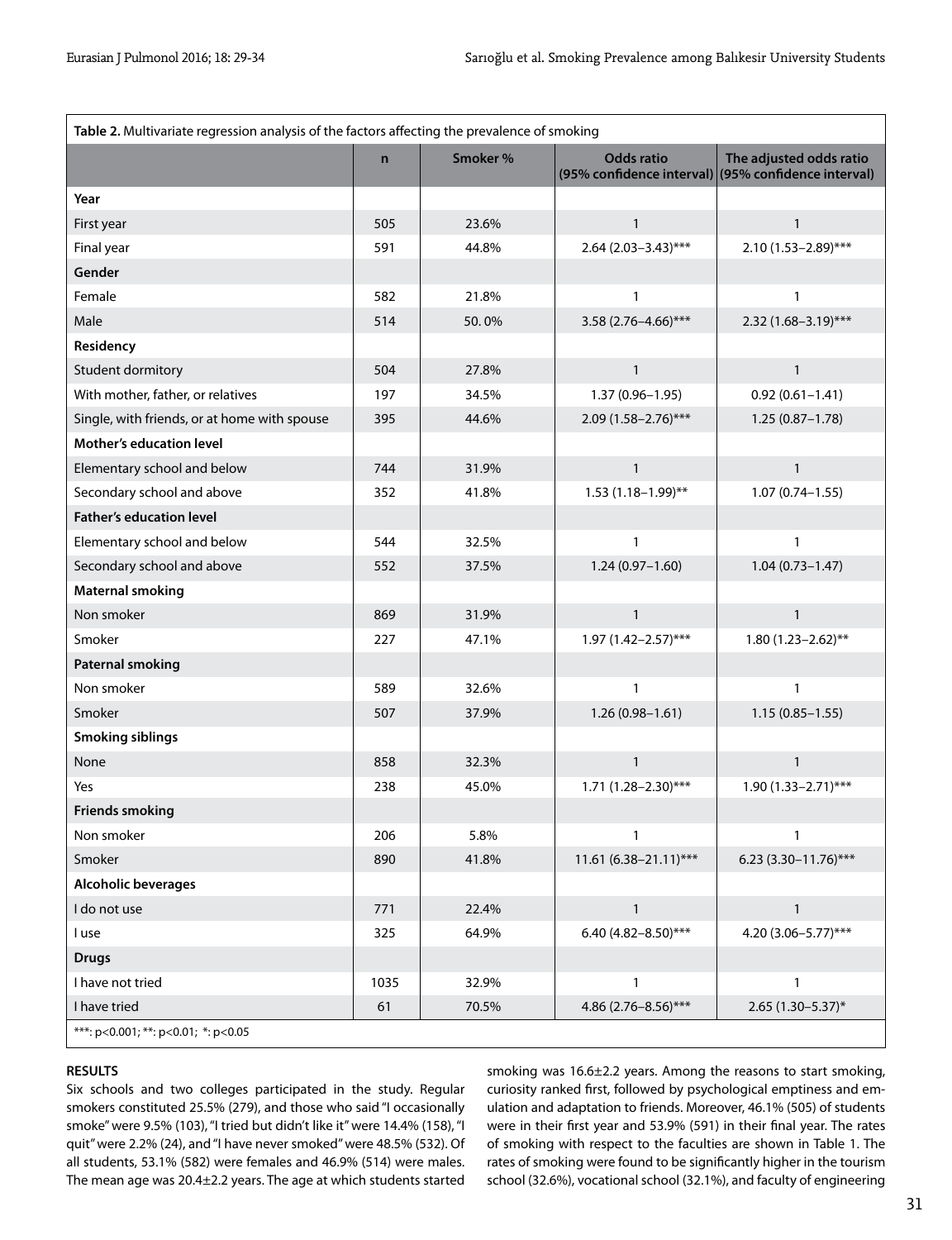**Table 2.** Multivariate regression analysis of the factors affecting the prevalence of smoking

| | n | Smoker % | Odds ratio (95% confidence interval) | The adjusted odds ratio (95% confidence interval) |
|---|---|---|---|---|
| **Year** | | | | |
| First year | 505 | 23.6% | 1 | 1 |
| Final year | 591 | 44.8% | 2.64 (2.03–3.43)*** | 2.10 (1.53–2.89)*** |
| **Gender** | | | | |
| Female | 582 | 21.8% | 1 | 1 |
| Male | 514 | 50. 0% | 3.58 (2.76–4.66)*** | 2.32 (1.68–3.19)*** |
| **Residency** | | | | |
| Student dormitory | 504 | 27.8% | 1 | 1 |
| With mother, father, or relatives | 197 | 34.5% | 1.37 (0.96–1.95) | 0.92 (0.61–1.41) |
| Single, with friends, or at home with spouse | 395 | 44.6% | 2.09 (1.58–2.76)*** | 1.25 (0.87–1.78) |
| **Mother's education level** | | | | |
| Elementary school and below | 744 | 31.9% | 1 | 1 |
| Secondary school and above | 352 | 41.8% | 1.53 (1.18–1.99)** | 1.07 (0.74–1.55) |
| **Father's education level** | | | | |
| Elementary school and below | 544 | 32.5% | 1 | 1 |
| Secondary school and above | 552 | 37.5% | 1.24 (0.97–1.60) | 1.04 (0.73–1.47) |
| **Maternal smoking** | | | | |
| Non smoker | 869 | 31.9% | 1 | 1 |
| Smoker | 227 | 47.1% | 1.97 (1.42–2.57)*** | 1.80 (1.23–2.62)** |
| **Paternal smoking** | | | | |
| Non smoker | 589 | 32.6% | 1 | 1 |
| Smoker | 507 | 37.9% | 1.26 (0.98–1.61) | 1.15 (0.85–1.55) |
| **Smoking siblings** | | | | |
| None | 858 | 32.3% | 1 | 1 |
| Yes | 238 | 45.0% | 1.71 (1.28–2.30)*** | 1.90 (1.33–2.71)*** |
| **Friends smoking** | | | | |
| Non smoker | 206 | 5.8% | 1 | 1 |
| Smoker | 890 | 41.8% | 11.61 (6.38–21.11)*** | 6.23 (3.30–11.76)*** |
| **Alcoholic beverages** | | | | |
| I do not use | 771 | 22.4% | 1 | 1 |
| I use | 325 | 64.9% | 6.40 (4.82–8.50)*** | 4.20 (3.06–5.77)*** |
| **Drugs** | | | | |
| I have not tried | 1035 | 32.9% | 1 | 1 |
| I have tried | 61 | 70.5% | 4.86 (2.76–8.56)*** | 2.65 (1.30–5.37)* |

***: p<0.001; **: p<0.01; *: p<0.05

## RESULTS

Six schools and two colleges participated in the study. Regular smokers constituted 25.5% (279), and those who said "I occasionally smoke" were 9.5% (103), "I tried but didn't like it" were 14.4% (158), "I quit" were 2.2% (24), and "I have never smoked" were 48.5% (532). Of all students, 53.1% (582) were females and 46.9% (514) were males. The mean age was 20.4±2.2 years. The age at which students started smoking was 16.6±2.2 years. Among the reasons to start smoking, curiosity ranked first, followed by psychological emptiness and emulation and adaptation to friends. Moreover, 46.1% (505) of students were in their first year and 53.9% (591) in their final year. The rates of smoking with respect to the faculties are shown in Table 1. The rates of smoking were found to be significantly higher in the tourism school (32.6%), vocational school (32.1%), and faculty of engineering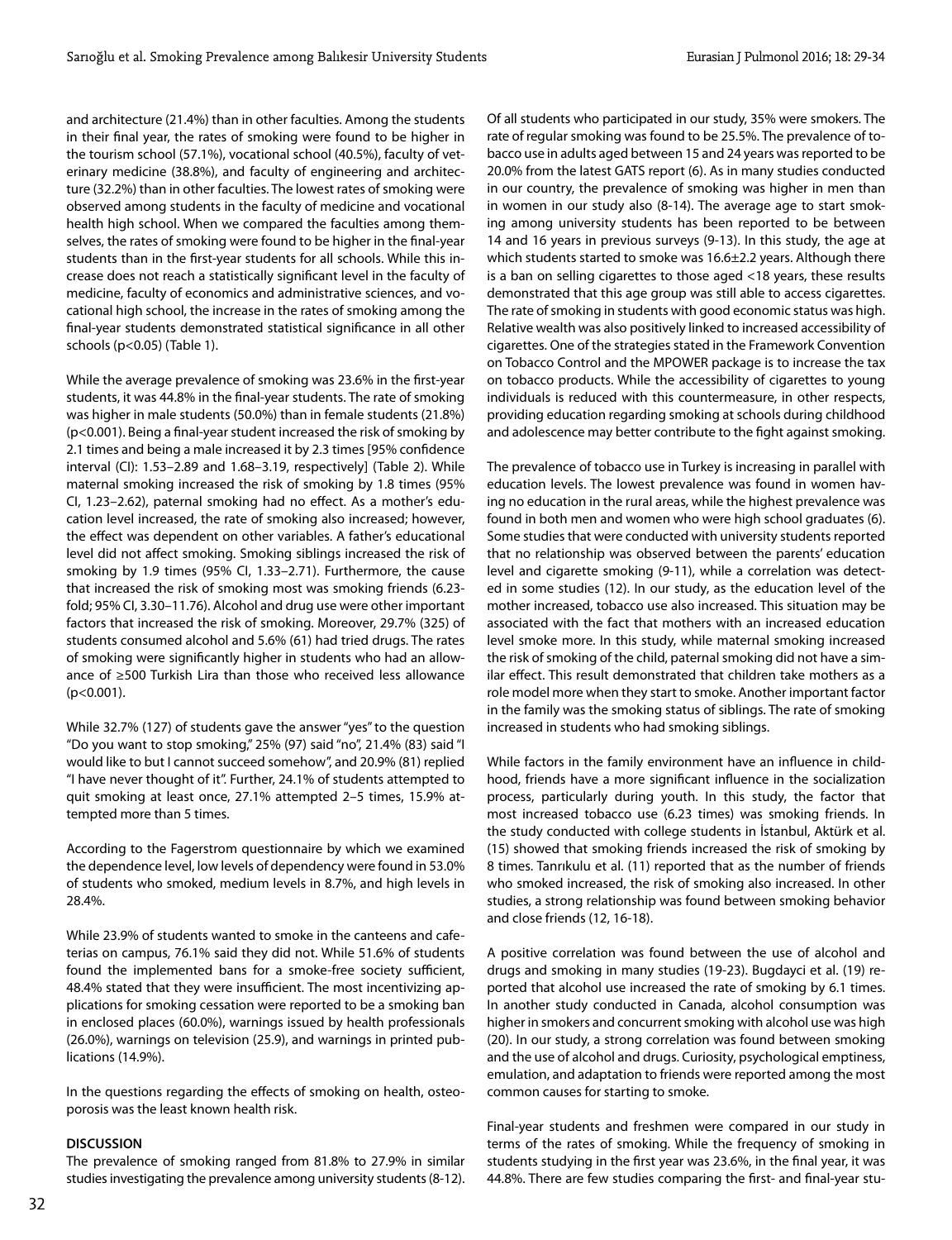and architecture (21.4%) than in other faculties. Among the students in their final year, the rates of smoking were found to be higher in the tourism school (57.1%), vocational school (40.5%), faculty of veterinary medicine (38.8%), and faculty of engineering and architecture (32.2%) than in other faculties. The lowest rates of smoking were observed among students in the faculty of medicine and vocational health high school. When we compared the faculties among themselves, the rates of smoking were found to be higher in the final-year students than in the first-year students for all schools. While this increase does not reach a statistically significant level in the faculty of medicine, faculty of economics and administrative sciences, and vocational high school, the increase in the rates of smoking among the final-year students demonstrated statistical significance in all other schools ($p<0.05$) (Table 1).

While the average prevalence of smoking was 23.6% in the first-year students, it was 44.8% in the final-year students. The rate of smoking was higher in male students (50.0%) than in female students (21.8%) ($p<0.001$). Being a final-year student increased the risk of smoking by 2.1 times and being a male increased it by 2.3 times [95% confidence interval (CI): 1.53–2.89 and 1.68–3.19, respectively] (Table 2). While maternal smoking increased the risk of smoking by 1.8 times (95% CI, 1.23–2.62), paternal smoking had no effect. As a mother's education level increased, the rate of smoking also increased; however, the effect was dependent on other variables. A father's educational level did not affect smoking. Smoking siblings increased the risk of smoking by 1.9 times (95% CI, 1.33–2.71). Furthermore, the cause that increased the risk of smoking most was smoking friends (6.23-fold; 95% CI, 3.30–11.76). Alcohol and drug use were other important factors that increased the risk of smoking. Moreover, 29.7% (325) of students consumed alcohol and 5.6% (61) had tried drugs. The rates of smoking were significantly higher in students who had an allowance of ≥500 Turkish Lira than those who received less allowance ($p<0.001$).

While 32.7% (127) of students gave the answer "yes" to the question "Do you want to stop smoking," 25% (97) said "no", 21.4% (83) said "I would like to but I cannot succeed somehow", and 20.9% (81) replied "I have never thought of it". Further, 24.1% of students attempted to quit smoking at least once, 27.1% attempted 2–5 times, 15.9% attempted more than 5 times.

According to the Fagerstrom questionnaire by which we examined the dependence level, low levels of dependency were found in 53.0% of students who smoked, medium levels in 8.7%, and high levels in 28.4%.

While 23.9% of students wanted to smoke in the canteens and cafeterias on campus, 76.1% said they did not. While 51.6% of students found the implemented bans for a smoke-free society sufficient, 48.4% stated that they were insufficient. The most incentivizing applications for smoking cessation were reported to be a smoking ban in enclosed places (60.0%), warnings issued by health professionals (26.0%), warnings on television (25.9), and warnings in printed publications (14.9%).

In the questions regarding the effects of smoking on health, osteoporosis was the least known health risk.

## DISCUSSION

The prevalence of smoking ranged from 81.8% to 27.9% in similar studies investigating the prevalence among university students (8-12). Of all students who participated in our study, 35% were smokers. The rate of regular smoking was found to be 25.5%. The prevalence of tobacco use in adults aged between 15 and 24 years was reported to be 20.0% from the latest GATS report (6). As in many studies conducted in our country, the prevalence of smoking was higher in men than in women in our study also (8-14). The average age to start smoking among university students has been reported to be between 14 and 16 years in previous surveys (9-13). In this study, the age at which students started to smoke was 16.6±2.2 years. Although there is a ban on selling cigarettes to those aged <18 years, these results demonstrated that this age group was still able to access cigarettes. The rate of smoking in students with good economic status was high. Relative wealth was also positively linked to increased accessibility of cigarettes. One of the strategies stated in the Framework Convention on Tobacco Control and the MPOWER package is to increase the tax on tobacco products. While the accessibility of cigarettes to young individuals is reduced with this countermeasure, in other respects, providing education regarding smoking at schools during childhood and adolescence may better contribute to the fight against smoking.

The prevalence of tobacco use in Turkey is increasing in parallel with education levels. The lowest prevalence was found in women having no education in the rural areas, while the highest prevalence was found in both men and women who were high school graduates (6). Some studies that were conducted with university students reported that no relationship was observed between the parents' education level and cigarette smoking (9-11), while a correlation was detected in some studies (12). In our study, as the education level of the mother increased, tobacco use also increased. This situation may be associated with the fact that mothers with an increased education level smoke more. In this study, while maternal smoking increased the risk of smoking of the child, paternal smoking did not have a similar effect. This result demonstrated that children take mothers as a role model more when they start to smoke. Another important factor in the family was the smoking status of siblings. The rate of smoking increased in students who had smoking siblings.

While factors in the family environment have an influence in childhood, friends have a more significant influence in the socialization process, particularly during youth. In this study, the factor that most increased tobacco use (6.23 times) was smoking friends. In the study conducted with college students in İstanbul, Aktürk et al. (15) showed that smoking friends increased the risk of smoking by 8 times. Tanrıkulu et al. (11) reported that as the number of friends who smoked increased, the risk of smoking also increased. In other studies, a strong relationship was found between smoking behavior and close friends (12, 16-18).

A positive correlation was found between the use of alcohol and drugs and smoking in many studies (19-23). Bugdayci et al. (19) reported that alcohol use increased the rate of smoking by 6.1 times. In another study conducted in Canada, alcohol consumption was higher in smokers and concurrent smoking with alcohol use was high (20). In our study, a strong correlation was found between smoking and the use of alcohol and drugs. Curiosity, psychological emptiness, emulation, and adaptation to friends were reported among the most common causes for starting to smoke.

Final-year students and freshmen were compared in our study in terms of the rates of smoking. While the frequency of smoking in students studying in the first year was 23.6%, in the final year, it was 44.8%. There are few studies comparing the first- and final-year stu-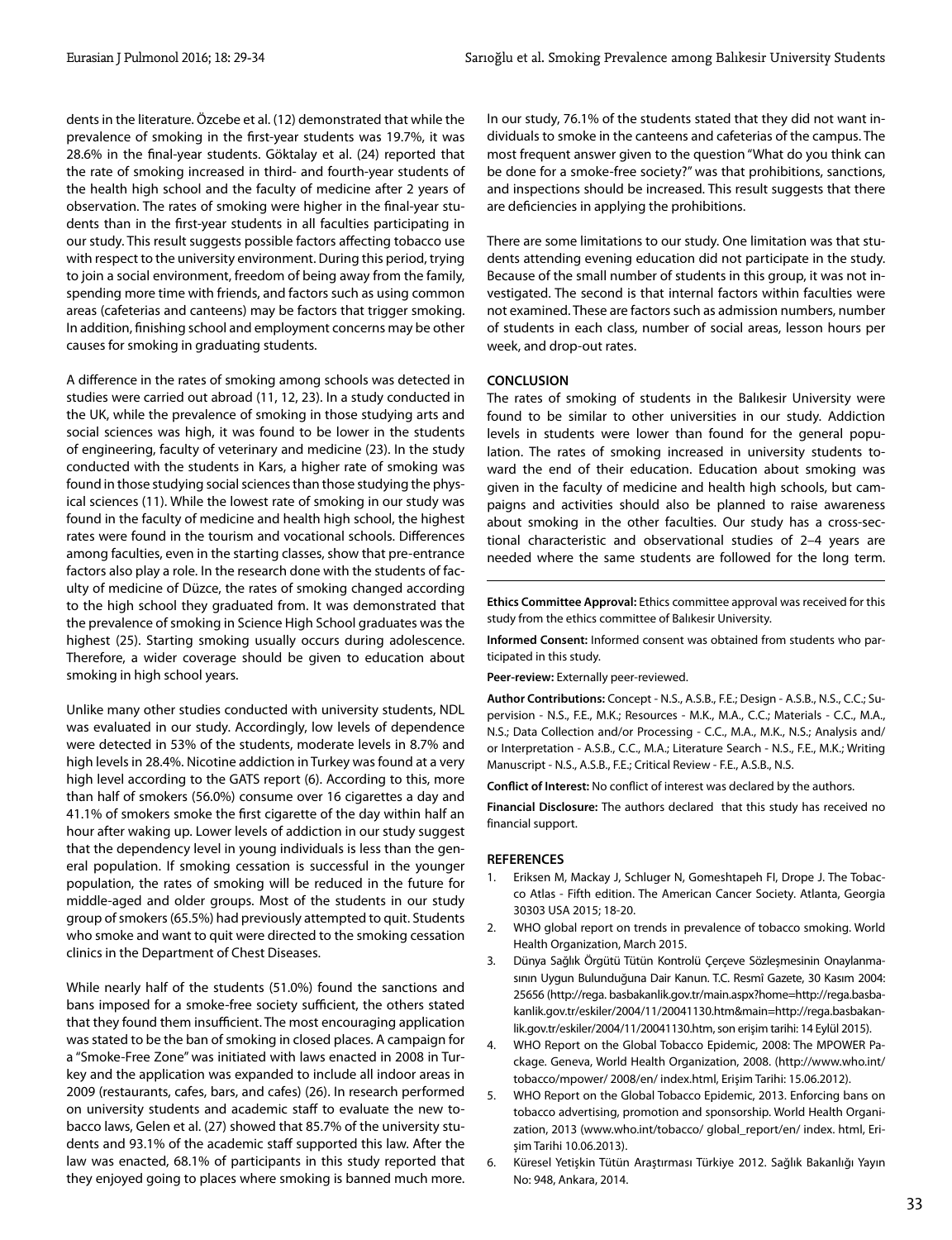dents in the literature. Özcebe et al. (12) demonstrated that while the prevalence of smoking in the first-year students was 19.7%, it was 28.6% in the final-year students. Göktalay et al. (24) reported that the rate of smoking increased in third- and fourth-year students of the health high school and the faculty of medicine after 2 years of observation. The rates of smoking were higher in the final-year students than in the first-year students in all faculties participating in our study. This result suggests possible factors affecting tobacco use with respect to the university environment. During this period, trying to join a social environment, freedom of being away from the family, spending more time with friends, and factors such as using common areas (cafeterias and canteens) may be factors that trigger smoking. In addition, finishing school and employment concerns may be other causes for smoking in graduating students.

A difference in the rates of smoking among schools was detected in studies were carried out abroad (11, 12, 23). In a study conducted in the UK, while the prevalence of smoking in those studying arts and social sciences was high, it was found to be lower in the students of engineering, faculty of veterinary and medicine (23). In the study conducted with the students in Kars, a higher rate of smoking was found in those studying social sciences than those studying the physical sciences (11). While the lowest rate of smoking in our study was found in the faculty of medicine and health high school, the highest rates were found in the tourism and vocational schools. Differences among faculties, even in the starting classes, show that pre-entrance factors also play a role. In the research done with the students of faculty of medicine of Düzce, the rates of smoking changed according to the high school they graduated from. It was demonstrated that the prevalence of smoking in Science High School graduates was the highest (25). Starting smoking usually occurs during adolescence. Therefore, a wider coverage should be given to education about smoking in high school years.

Unlike many other studies conducted with university students, NDL was evaluated in our study. Accordingly, low levels of dependence were detected in 53% of the students, moderate levels in 8.7% and high levels in 28.4%. Nicotine addiction in Turkey was found at a very high level according to the GATS report (6). According to this, more than half of smokers (56.0%) consume over 16 cigarettes a day and 41.1% of smokers smoke the first cigarette of the day within half an hour after waking up. Lower levels of addiction in our study suggest that the dependency level in young individuals is less than the general population. If smoking cessation is successful in the younger population, the rates of smoking will be reduced in the future for middle-aged and older groups. Most of the students in our study group of smokers (65.5%) had previously attempted to quit. Students who smoke and want to quit were directed to the smoking cessation clinics in the Department of Chest Diseases.

While nearly half of the students (51.0%) found the sanctions and bans imposed for a smoke-free society sufficient, the others stated that they found them insufficient. The most encouraging application was stated to be the ban of smoking in closed places. A campaign for a "Smoke-Free Zone" was initiated with laws enacted in 2008 in Turkey and the application was expanded to include all indoor areas in 2009 (restaurants, cafes, bars, and cafes) (26). In research performed on university students and academic staff to evaluate the new tobacco laws, Gelen et al. (27) showed that 85.7% of the university students and 93.1% of the academic staff supported this law. After the law was enacted, 68.1% of participants in this study reported that they enjoyed going to places where smoking is banned much more.

In our study, 76.1% of the students stated that they did not want individuals to smoke in the canteens and cafeterias of the campus. The most frequent answer given to the question "What do you think can be done for a smoke-free society?" was that prohibitions, sanctions, and inspections should be increased. This result suggests that there are deficiencies in applying the prohibitions.

There are some limitations to our study. One limitation was that students attending evening education did not participate in the study. Because of the small number of students in this group, it was not investigated. The second is that internal factors within faculties were not examined. These are factors such as admission numbers, number of students in each class, number of social areas, lesson hours per week, and drop-out rates.

## CONCLUSION

The rates of smoking of students in the Balıkesir University were found to be similar to other universities in our study. Addiction levels in students were lower than found for the general population. The rates of smoking increased in university students toward the end of their education. Education about smoking was given in the faculty of medicine and health high schools, but campaigns and activities should also be planned to raise awareness about smoking in the other faculties. Our study has a cross-sectional characteristic and observational studies of 2–4 years are needed where the same students are followed for the long term.

**Ethics Committee Approval:** Ethics committee approval was received for this study from the ethics committee of Balıkesir University.

**Informed Consent:** Informed consent was obtained from students who participated in this study.

**Peer-review:** Externally peer-reviewed.

**Author Contributions:** Concept - N.S., A.S.B., F.E.; Design - A.S.B., N.S., C.C.; Supervision - N.S., F.E., M.K.; Resources - M.K., M.A., C.C.; Materials - C.C., M.A., N.S.; Data Collection and/or Processing - C.C., M.A., M.K., N.S.; Analysis and/or Interpretation - A.S.B., C.C., M.A.; Literature Search - N.S., F.E., M.K.; Writing Manuscript - N.S., A.S.B., F.E.; Critical Review - F.E., A.S.B., N.S.

**Conflict of Interest:** No conflict of interest was declared by the authors.

**Financial Disclosure:** The authors declared that this study has received no financial support.

## REFERENCES

1. Eriksen M, Mackay J, Schluger N, Gomeshtapeh FI, Drope J. The Tobacco Atlas - Fifth edition. The American Cancer Society. Atlanta, Georgia 30303 USA 2015; 18-20.
2. WHO global report on trends in prevalence of tobacco smoking. World Health Organization, March 2015.
3. Dünya Sağlık Örgütü Tütün Kontrolü Çerçeve Sözleşmesinin Onaylanmasının Uygun Bulunduğuna Dair Kanun. T.C. Resmî Gazete, 30 Kasım 2004: 25656 (http://rega. basbakanlik.gov.tr/main.aspx?home=http://rega.basbakanlik.gov.tr/eskiler/2004/11/20041130.htm&main=http://rega.basbakanlik.gov.tr/eskiler/2004/11/20041130.htm, son erişim tarihi: 14 Eylül 2015).
4. WHO Report on the Global Tobacco Epidemic, 2008: The MPOWER Package. Geneva, World Health Organization, 2008. (http://www.who.int/tobacco/mpower/ 2008/en/ index.html, Erişim Tarihi: 15.06.2012).
5. WHO Report on the Global Tobacco Epidemic, 2013. Enforcing bans on tobacco advertising, promotion and sponsorship. World Health Organization, 2013 (www.who.int/tobacco/ global_report/en/ index. html, Erişim Tarihi 10.06.2013).
6. Küresel Yetişkin Tütün Araştırması Türkiye 2012. Sağlık Bakanlığı Yayın No: 948, Ankara, 2014.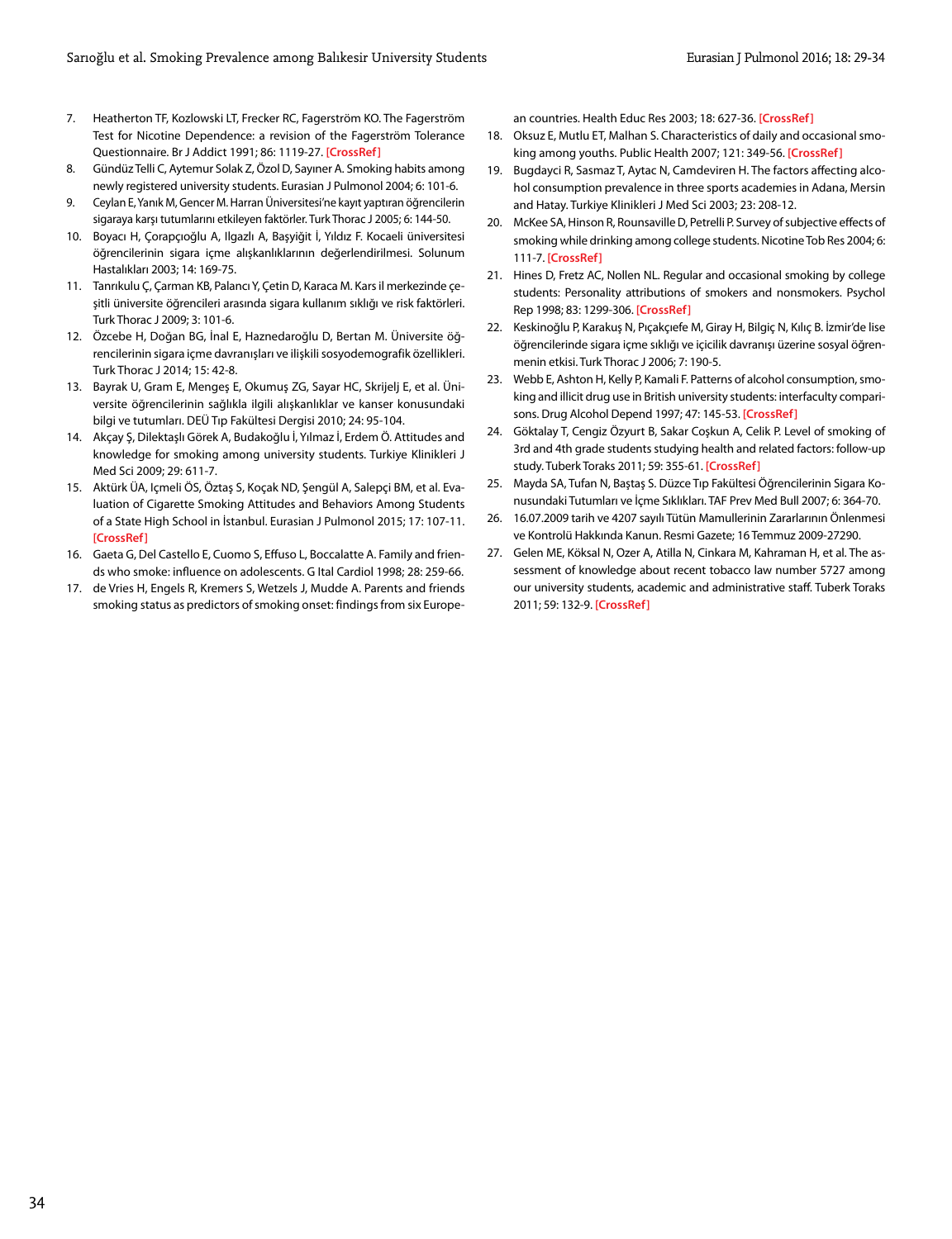7. Heatherton TF, Kozlowski LT, Frecker RC, Fagerström KO. The Fagerström Test for Nicotine Dependence: a revision of the Fagerström Tolerance Questionnaire. Br J Addict 1991; 86: 1119-27. [CrossRef]
8. Gündüz Telli C, Aytemur Solak Z, Özol D, Sayıner A. Smoking habits among newly registered university students. Eurasian J Pulmonol 2004; 6: 101-6.
9. Ceylan E, Yanık M, Gencer M. Harran Üniversitesi'ne kayıt yaptıran öğrencilerin sigaraya karşı tutumlarını etkileyen faktörler. Turk Thorac J 2005; 6: 144-50.
10. Boyacı H, Çorapçıoğlu A, Ilgazlı A, Başyiğit İ, Yıldız F. Kocaeli üniversitesi öğrencilerinin sigara içme alışkanlıklarının değerlendirilmesi. Solunum Hastalıkları 2003; 14: 169-75.
11. Tanrıkulu Ç, Çarman KB, Palancı Y, Çetin D, Karaca M. Kars il merkezinde çeşitli üniversite öğrencileri arasında sigara kullanım sıklığı ve risk faktörleri. Turk Thorac J 2009; 3: 101-6.
12. Özcebe H, Doğan BG, İnal E, Haznedaroğlu D, Bertan M. Üniversite öğrencilerinin sigara içme davranışları ve ilişkili sosyodemografik özellikleri. Turk Thorac J 2014; 15: 42-8.
13. Bayrak U, Gram E, Mengeş E, Okumuş ZG, Sayar HC, Skrijelj E, et al. Üniversite öğrencilerinin sağlıkla ilgili alışkanlıklar ve kanser konusundaki bilgi ve tutumları. DEÜ Tıp Fakültesi Dergisi 2010; 24: 95-104.
14. Akçay Ş, Dilektaşlı Görek A, Budakoğlu İ, Yılmaz İ, Erdem Ö. Attitudes and knowledge for smoking among university students. Turkiye Klinikleri J Med Sci 2009; 29: 611-7.
15. Aktürk ÜA, Içmeli ÖS, Öztaş S, Koçak ND, Şengül A, Salepçi BM, et al. Evaluation of Cigarette Smoking Attitudes and Behaviors Among Students of a State High School in İstanbul. Eurasian J Pulmonol 2015; 17: 107-11. [CrossRef]
16. Gaeta G, Del Castello E, Cuomo S, Effuso L, Boccalatte A. Family and friends who smoke: influence on adolescents. G Ital Cardiol 1998; 28: 259-66.
17. de Vries H, Engels R, Kremers S, Wetzels J, Mudde A. Parents and friends smoking status as predictors of smoking onset: findings from six European countries. Health Educ Res 2003; 18: 627-36. [CrossRef]
18. Oksuz E, Mutlu ET, Malhan S. Characteristics of daily and occasional smoking among youths. Public Health 2007; 121: 349-56. [CrossRef]
19. Bugdayci R, Sasmaz T, Aytac N, Camdeviren H. The factors affecting alcohol consumption prevalence in three sports academies in Adana, Mersin and Hatay. Turkiye Klinikleri J Med Sci 2003; 23: 208-12.
20. McKee SA, Hinson R, Rounsaville D, Petrelli P. Survey of subjective effects of smoking while drinking among college students. Nicotine Tob Res 2004; 6: 111-7. [CrossRef]
21. Hines D, Fretz AC, Nollen NL. Regular and occasional smoking by college students: Personality attributions of smokers and nonsmokers. Psychol Rep 1998; 83: 1299-306. [CrossRef]
22. Keskinoğlu P, Karakuş N, Pıçakçıefe M, Giray H, Bilgiç N, Kılıç B. İzmir'de lise öğrencilerinde sigara içme sıklığı ve içicilik davranışı üzerine sosyal öğrenmenin etkisi. Turk Thorac J 2006; 7: 190-5.
23. Webb E, Ashton H, Kelly P, Kamali F. Patterns of alcohol consumption, smoking and illicit drug use in British university students: interfaculty comparisons. Drug Alcohol Depend 1997; 47: 145-53. [CrossRef]
24. Göktalay T, Cengiz Özyurt B, Sakar Coşkun A, Celik P. Level of smoking of 3rd and 4th grade students studying health and related factors: follow-up study. Tuberk Toraks 2011; 59: 355-61. [CrossRef]
25. Mayda SA, Tufan N, Baştaş S. Düzce Tıp Fakültesi Öğrencilerinin Sigara Konusundaki Tutumları ve İçme Sıklıkları. TAF Prev Med Bull 2007; 6: 364-70.
26. 16.07.2009 tarih ve 4207 sayılı Tütün Mamullerinin Zararlarının Önlenmesi ve Kontrolü Hakkında Kanun. Resmi Gazete; 16 Temmuz 2009-27290.
27. Gelen ME, Köksal N, Ozer A, Atilla N, Cinkara M, Kahraman H, et al. The assessment of knowledge about recent tobacco law number 5727 among our university students, academic and administrative staff. Tuberk Toraks 2011; 59: 132-9. [CrossRef]